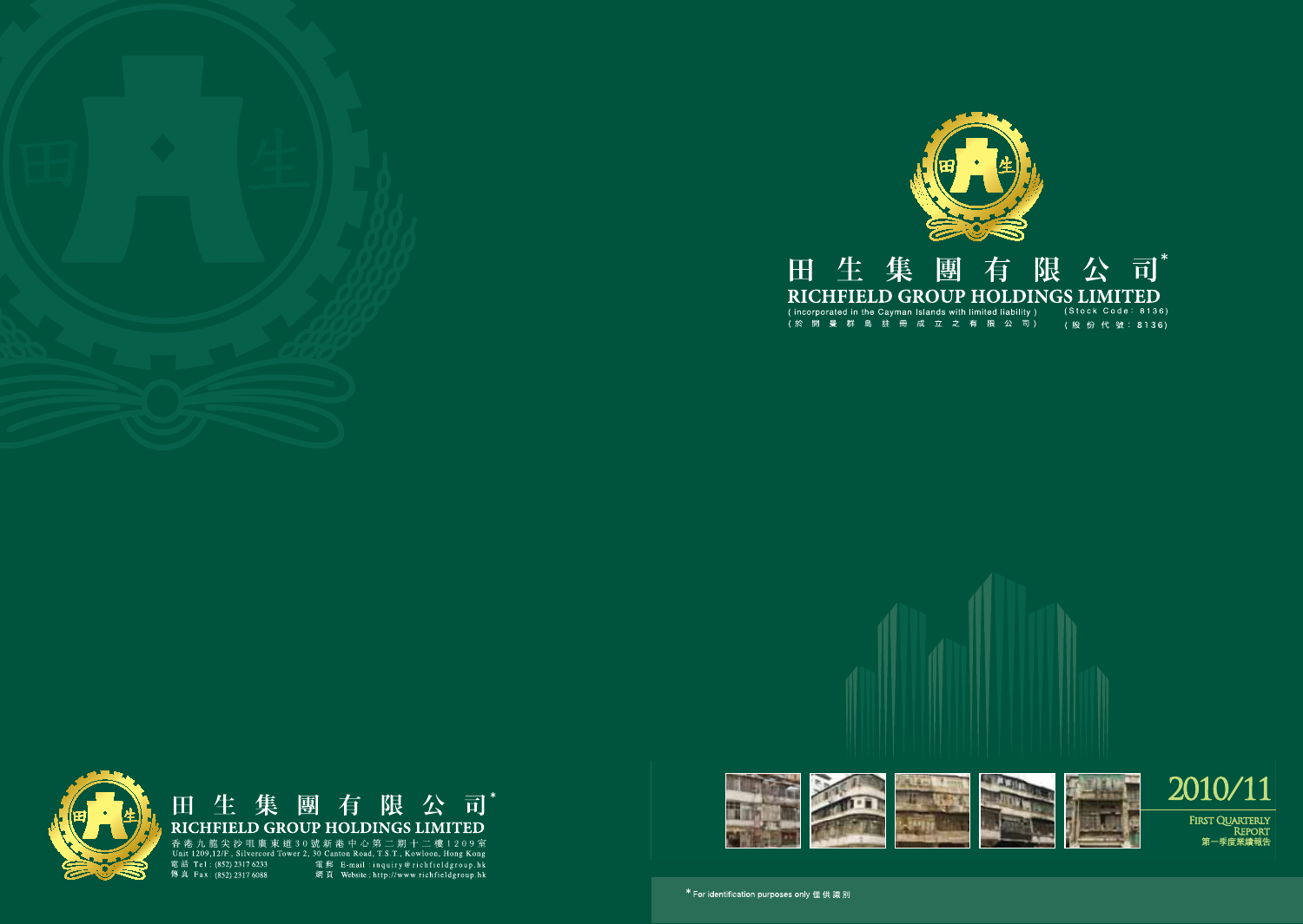# 田生集團有限公司*

# RICHFIELD GROUP HOLDINGS LIMITED

(incorporated in the Cayman Islands with limited liability)
(於開曼群島註冊成立之有限公司)

(Stock Code: 8136)
(股份代號：8136)

# 2010/11

**FIRST QUARTERLY REPORT**
**第一季度業績報告**

\* For identification purposes only 僅供識別

---

## 田生集團有限公司*

## RICHFIELD GROUP HOLDINGS LIMITED

香港九龍尖沙咀廣東道30號新港中心第二期十二樓1209室
Unit 1209,12/F., Silvercord Tower 2, 30 Canton Road, T.S.T., Kowloon, Hong Kong

電話 Tel : (852) 2317 6233
傳真 Fax : (852) 2317 6088
電郵 E-mail : inquiry@richfieldgroup.hk
網頁 Website : http://www.richfieldgroup.hk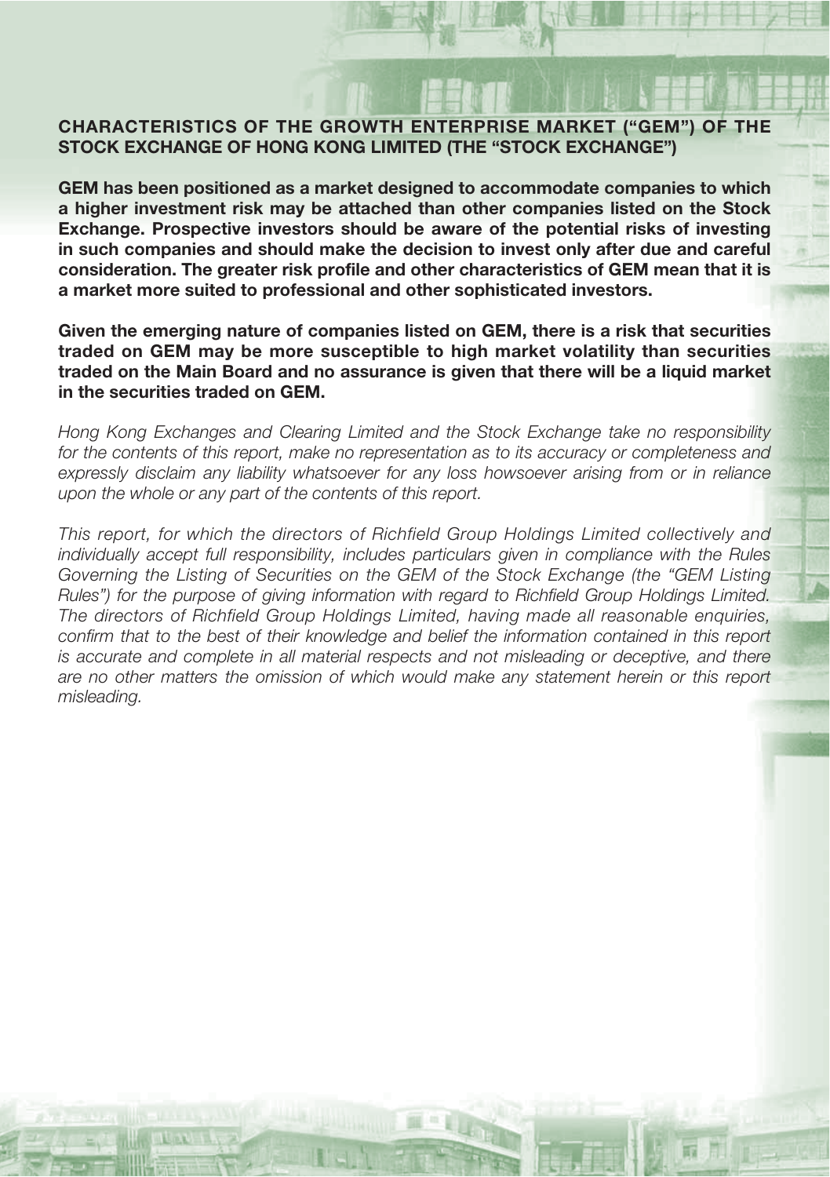## CHARACTERISTICS OF THE GROWTH ENTERPRISE MARKET ("GEM") OF THE STOCK EXCHANGE OF HONG KONG LIMITED (THE "STOCK EXCHANGE")

**GEM has been positioned as a market designed to accommodate companies to which a higher investment risk may be attached than other companies listed on the Stock Exchange. Prospective investors should be aware of the potential risks of investing in such companies and should make the decision to invest only after due and careful consideration. The greater risk profile and other characteristics of GEM mean that it is a market more suited to professional and other sophisticated investors.**

**Given the emerging nature of companies listed on GEM, there is a risk that securities traded on GEM may be more susceptible to high market volatility than securities traded on the Main Board and no assurance is given that there will be a liquid market in the securities traded on GEM.**

*Hong Kong Exchanges and Clearing Limited and the Stock Exchange take no responsibility for the contents of this report, make no representation as to its accuracy or completeness and expressly disclaim any liability whatsoever for any loss howsoever arising from or in reliance upon the whole or any part of the contents of this report.*

*This report, for which the directors of Richfield Group Holdings Limited collectively and individually accept full responsibility, includes particulars given in compliance with the Rules Governing the Listing of Securities on the GEM of the Stock Exchange (the "GEM Listing Rules") for the purpose of giving information with regard to Richfield Group Holdings Limited. The directors of Richfield Group Holdings Limited, having made all reasonable enquiries, confirm that to the best of their knowledge and belief the information contained in this report is accurate and complete in all material respects and not misleading or deceptive, and there are no other matters the omission of which would make any statement herein or this report misleading.*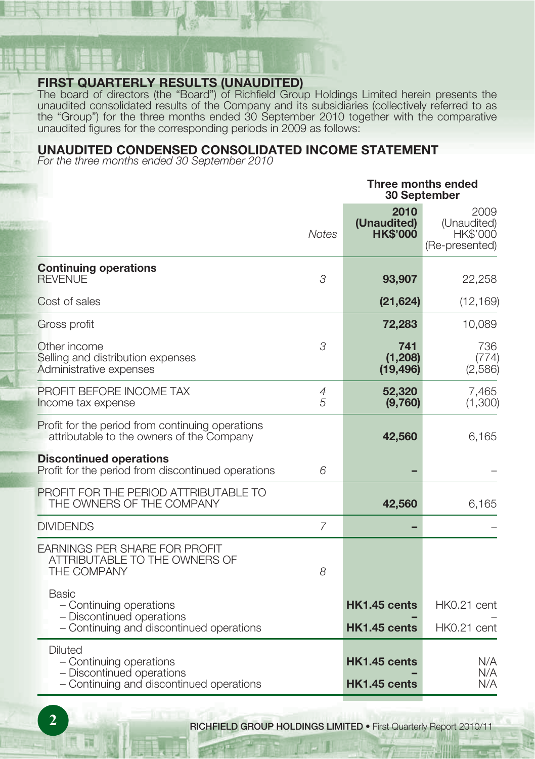## FIRST QUARTERLY RESULTS (UNAUDITED)

The board of directors (the "Board") of Richfield Group Holdings Limited herein presents the unaudited consolidated results of the Company and its subsidiaries (collectively referred to as the "Group") for the three months ended 30 September 2010 together with the comparative unaudited figures for the corresponding periods in 2009 as follows:

## UNAUDITED CONDENSED CONSOLIDATED INCOME STATEMENT

*For the three months ended 30 September 2010*

| | Notes | Three months ended 30 September | |
|---|---|---|---|
| | | **2010 (Unaudited) HK$'000** | 2009 (Unaudited) HK$'000 (Re-presented) |
| **Continuing operations** | | | |
| REVENUE | 3 | **93,907** | 22,258 |
| Cost of sales | | **(21,624)** | (12,169) |
| Gross profit | | **72,283** | 10,089 |
| Other income | 3 | **741** | 736 |
| Selling and distribution expenses | | **(1,208)** | (774) |
| Administrative expenses | | **(19,496)** | (2,586) |
| PROFIT BEFORE INCOME TAX | 4 | **52,320** | 7,465 |
| Income tax expense | 5 | **(9,760)** | (1,300) |
| Profit for the period from continuing operations attributable to the owners of the Company | | **42,560** | 6,165 |
| **Discontinued operations** | | | |
| Profit for the period from discontinued operations | 6 | **–** | – |
| PROFIT FOR THE PERIOD ATTRIBUTABLE TO THE OWNERS OF THE COMPANY | | **42,560** | 6,165 |
| DIVIDENDS | 7 | **–** | – |
| EARNINGS PER SHARE FOR PROFIT ATTRIBUTABLE TO THE OWNERS OF THE COMPANY | 8 | | |
| Basic | | | |
| – Continuing operations | | **HK1.45 cents** | HK0.21 cent |
| – Discontinued operations | | **–** | – |
| – Continuing and discontinued operations | | **HK1.45 cents** | HK0.21 cent |
| Diluted | | | |
| – Continuing operations | | **HK1.45 cents** | N/A |
| – Discontinued operations | | **–** | N/A |
| – Continuing and discontinued operations | | **HK1.45 cents** | N/A |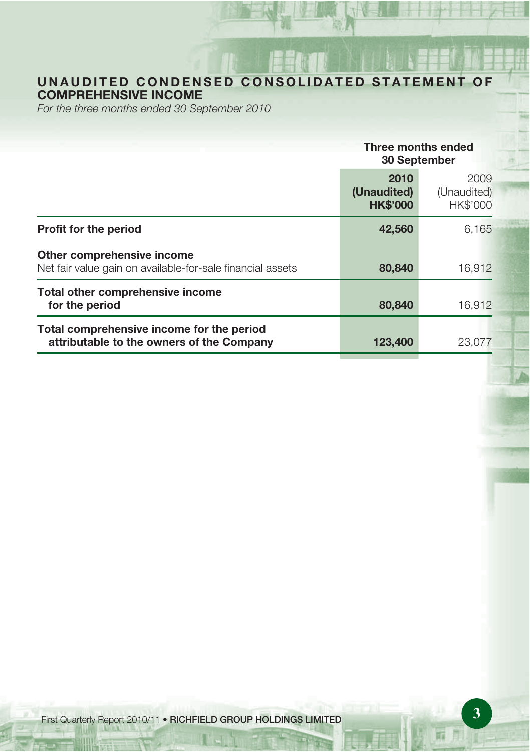## UNAUDITED CONDENSED CONSOLIDATED STATEMENT OF COMPREHENSIVE INCOME

*For the three months ended 30 September 2010*

| | Three months ended 30 September | |
|---|---|---|
| | **2010 (Unaudited) HK$'000** | 2009 (Unaudited) HK$'000 |
| **Profit for the period** | **42,560** | 6,165 |
| **Other comprehensive income** | | |
| Net fair value gain on available-for-sale financial assets | **80,840** | 16,912 |
| **Total other comprehensive income for the period** | **80,840** | 16,912 |
| **Total comprehensive income for the period attributable to the owners of the Company** | **123,400** | 23,077 |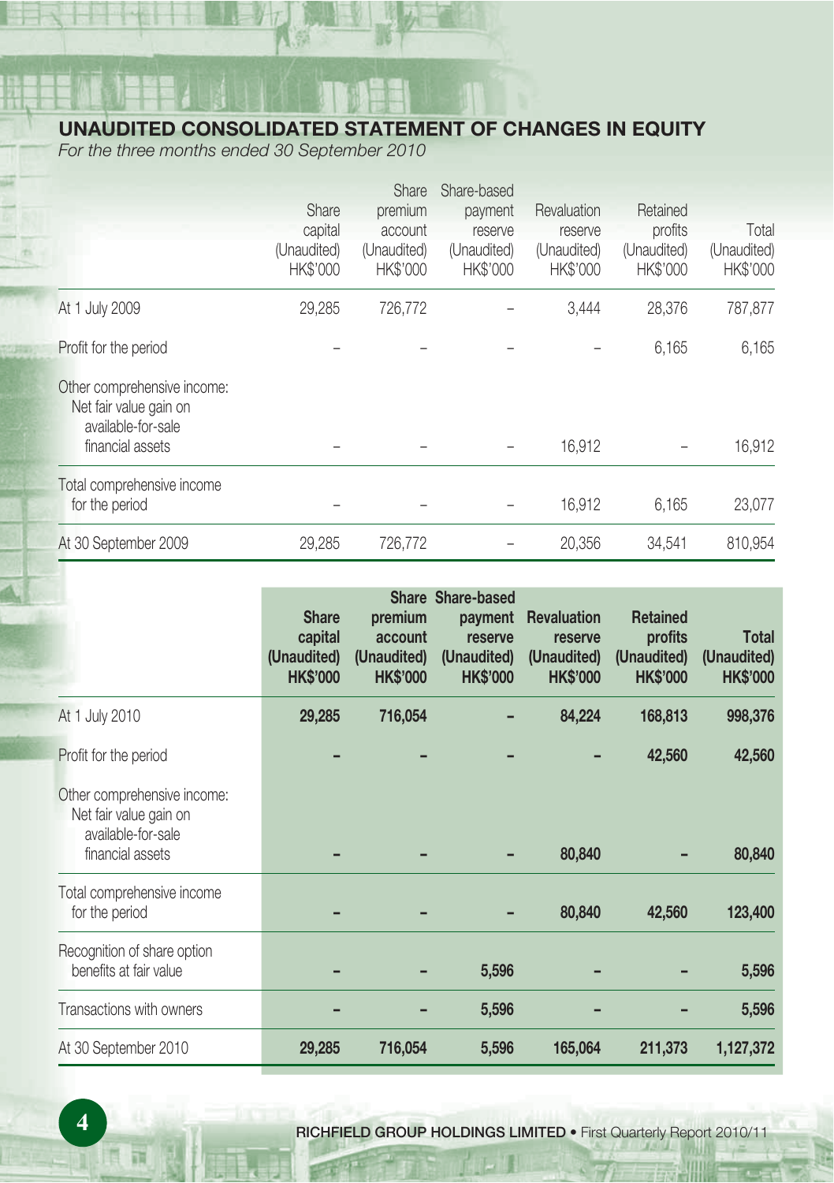## UNAUDITED CONSOLIDATED STATEMENT OF CHANGES IN EQUITY

*For the three months ended 30 September 2010*

| | Share capital (Unaudited) HK$'000 | Share premium account (Unaudited) HK$'000 | Share-based payment reserve (Unaudited) HK$'000 | Revaluation reserve (Unaudited) HK$'000 | Retained profits (Unaudited) HK$'000 | Total (Unaudited) HK$'000 |
|---|---|---|---|---|---|---|
| At 1 July 2009 | 29,285 | 726,772 | – | 3,444 | 28,376 | 787,877 |
| Profit for the period | – | – | – | – | 6,165 | 6,165 |
| Other comprehensive income: Net fair value gain on available-for-sale financial assets | – | – | – | 16,912 | – | 16,912 |
| Total comprehensive income for the period | – | – | – | 16,912 | 6,165 | 23,077 |
| At 30 September 2009 | 29,285 | 726,772 | – | 20,356 | 34,541 | 810,954 |

| | **Share capital (Unaudited) HK$'000** | **Share premium account (Unaudited) HK$'000** | **Share-based payment reserve (Unaudited) HK$'000** | **Revaluation reserve (Unaudited) HK$'000** | **Retained profits (Unaudited) HK$'000** | **Total (Unaudited) HK$'000** |
|---|---|---|---|---|---|---|
| At 1 July 2010 | **29,285** | **716,054** | **–** | **84,224** | **168,813** | **998,376** |
| Profit for the period | **–** | **–** | **–** | **–** | **42,560** | **42,560** |
| Other comprehensive income: Net fair value gain on available-for-sale financial assets | **–** | **–** | **–** | **80,840** | **–** | **80,840** |
| Total comprehensive income for the period | **–** | **–** | **–** | **80,840** | **42,560** | **123,400** |
| Recognition of share option benefits at fair value | **–** | **–** | **5,596** | **–** | **–** | **5,596** |
| Transactions with owners | **–** | **–** | **5,596** | **–** | **–** | **5,596** |
| At 30 September 2010 | **29,285** | **716,054** | **5,596** | **165,064** | **211,373** | **1,127,372** |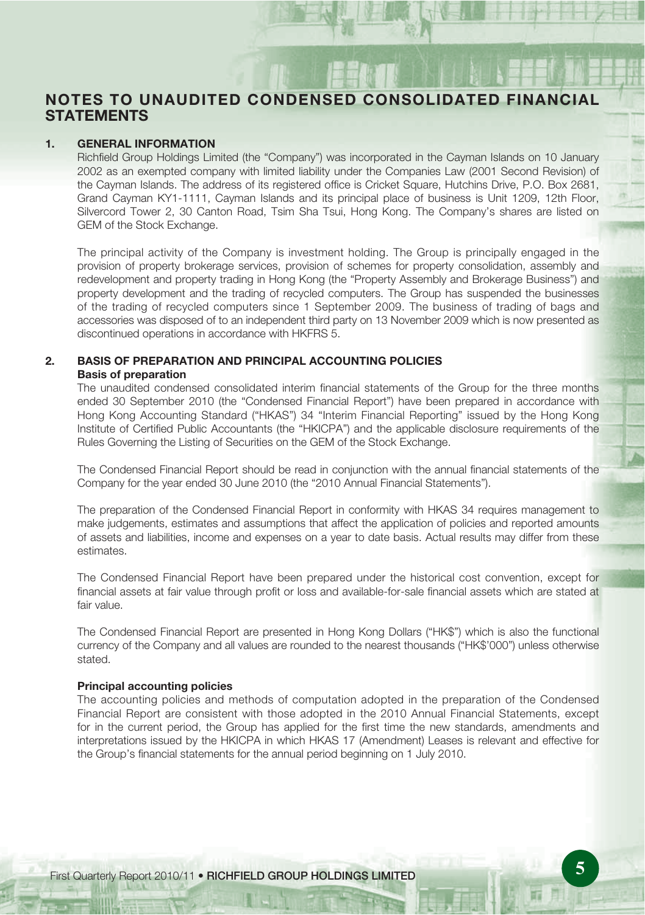# NOTES TO UNAUDITED CONDENSED CONSOLIDATED FINANCIAL STATEMENTS

## 1. GENERAL INFORMATION

Richfield Group Holdings Limited (the "Company") was incorporated in the Cayman Islands on 10 January 2002 as an exempted company with limited liability under the Companies Law (2001 Second Revision) of the Cayman Islands. The address of its registered office is Cricket Square, Hutchins Drive, P.O. Box 2681, Grand Cayman KY1-1111, Cayman Islands and its principal place of business is Unit 1209, 12th Floor, Silvercord Tower 2, 30 Canton Road, Tsim Sha Tsui, Hong Kong. The Company's shares are listed on GEM of the Stock Exchange.

The principal activity of the Company is investment holding. The Group is principally engaged in the provision of property brokerage services, provision of schemes for property consolidation, assembly and redevelopment and property trading in Hong Kong (the "Property Assembly and Brokerage Business") and property development and the trading of recycled computers. The Group has suspended the businesses of the trading of recycled computers since 1 September 2009. The business of trading of bags and accessories was disposed of to an independent third party on 13 November 2009 which is now presented as discontinued operations in accordance with HKFRS 5.

## 2. BASIS OF PREPARATION AND PRINCIPAL ACCOUNTING POLICIES

### Basis of preparation

The unaudited condensed consolidated interim financial statements of the Group for the three months ended 30 September 2010 (the "Condensed Financial Report") have been prepared in accordance with Hong Kong Accounting Standard ("HKAS") 34 "Interim Financial Reporting" issued by the Hong Kong Institute of Certified Public Accountants (the "HKICPA") and the applicable disclosure requirements of the Rules Governing the Listing of Securities on the GEM of the Stock Exchange.

The Condensed Financial Report should be read in conjunction with the annual financial statements of the Company for the year ended 30 June 2010 (the "2010 Annual Financial Statements").

The preparation of the Condensed Financial Report in conformity with HKAS 34 requires management to make judgements, estimates and assumptions that affect the application of policies and reported amounts of assets and liabilities, income and expenses on a year to date basis. Actual results may differ from these estimates.

The Condensed Financial Report have been prepared under the historical cost convention, except for financial assets at fair value through profit or loss and available-for-sale financial assets which are stated at fair value.

The Condensed Financial Report are presented in Hong Kong Dollars ("HK$") which is also the functional currency of the Company and all values are rounded to the nearest thousands ("HK$'000") unless otherwise stated.

### Principal accounting policies

The accounting policies and methods of computation adopted in the preparation of the Condensed Financial Report are consistent with those adopted in the 2010 Annual Financial Statements, except for in the current period, the Group has applied for the first time the new standards, amendments and interpretations issued by the HKICPA in which HKAS 17 (Amendment) Leases is relevant and effective for the Group's financial statements for the annual period beginning on 1 July 2010.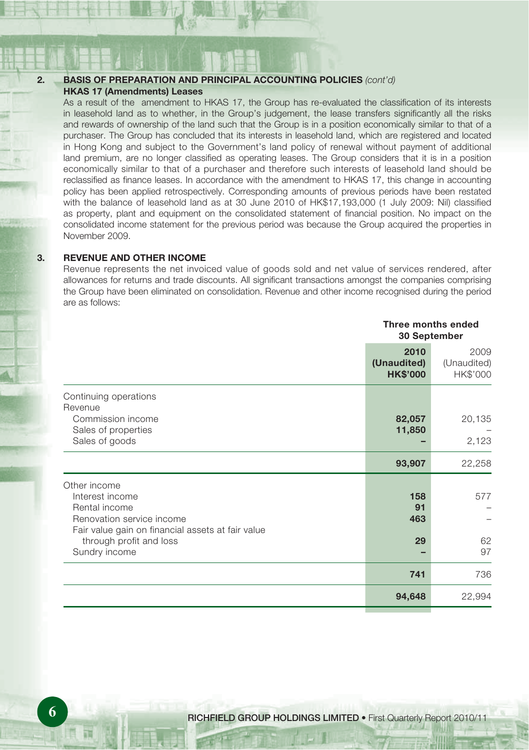## 2. BASIS OF PREPARATION AND PRINCIPAL ACCOUNTING POLICIES *(cont'd)*

**HKAS 17 (Amendments) Leases**

As a result of the amendment to HKAS 17, the Group has re-evaluated the classification of its interests in leasehold land as to whether, in the Group's judgement, the lease transfers significantly all the risks and rewards of ownership of the land such that the Group is in a position economically similar to that of a purchaser. The Group has concluded that its interests in leasehold land, which are registered and located in Hong Kong and subject to the Government's land policy of renewal without payment of additional land premium, are no longer classified as operating leases. The Group considers that it is in a position economically similar to that of a purchaser and therefore such interests of leasehold land should be reclassified as finance leases. In accordance with the amendment to HKAS 17, this change in accounting policy has been applied retrospectively. Corresponding amounts of previous periods have been restated with the balance of leasehold land as at 30 June 2010 of HK$17,193,000 (1 July 2009: Nil) classified as property, plant and equipment on the consolidated statement of financial position. No impact on the consolidated income statement for the previous period was because the Group acquired the properties in November 2009.

## 3. REVENUE AND OTHER INCOME

Revenue represents the net invoiced value of goods sold and net value of services rendered, after allowances for returns and trade discounts. All significant transactions amongst the companies comprising the Group have been eliminated on consolidation. Revenue and other income recognised during the period are as follows:

| | **Three months ended 30 September** | |
|---|---|---|
| | **2010 (Unaudited) HK$'000** | 2009 (Unaudited) HK$'000 |
| Continuing operations | | |
| Revenue | | |
| Commission income | **82,057** | 20,135 |
| Sales of properties | **11,850** | – |
| Sales of goods | **–** | 2,123 |
| | **93,907** | 22,258 |
| Other income | | |
| Interest income | **158** | 577 |
| Rental income | **91** | – |
| Renovation service income | **463** | – |
| Fair value gain on financial assets at fair value through profit and loss | **29** | 62 |
| Sundry income | **–** | 97 |
| | **741** | 736 |
| | **94,648** | 22,994 |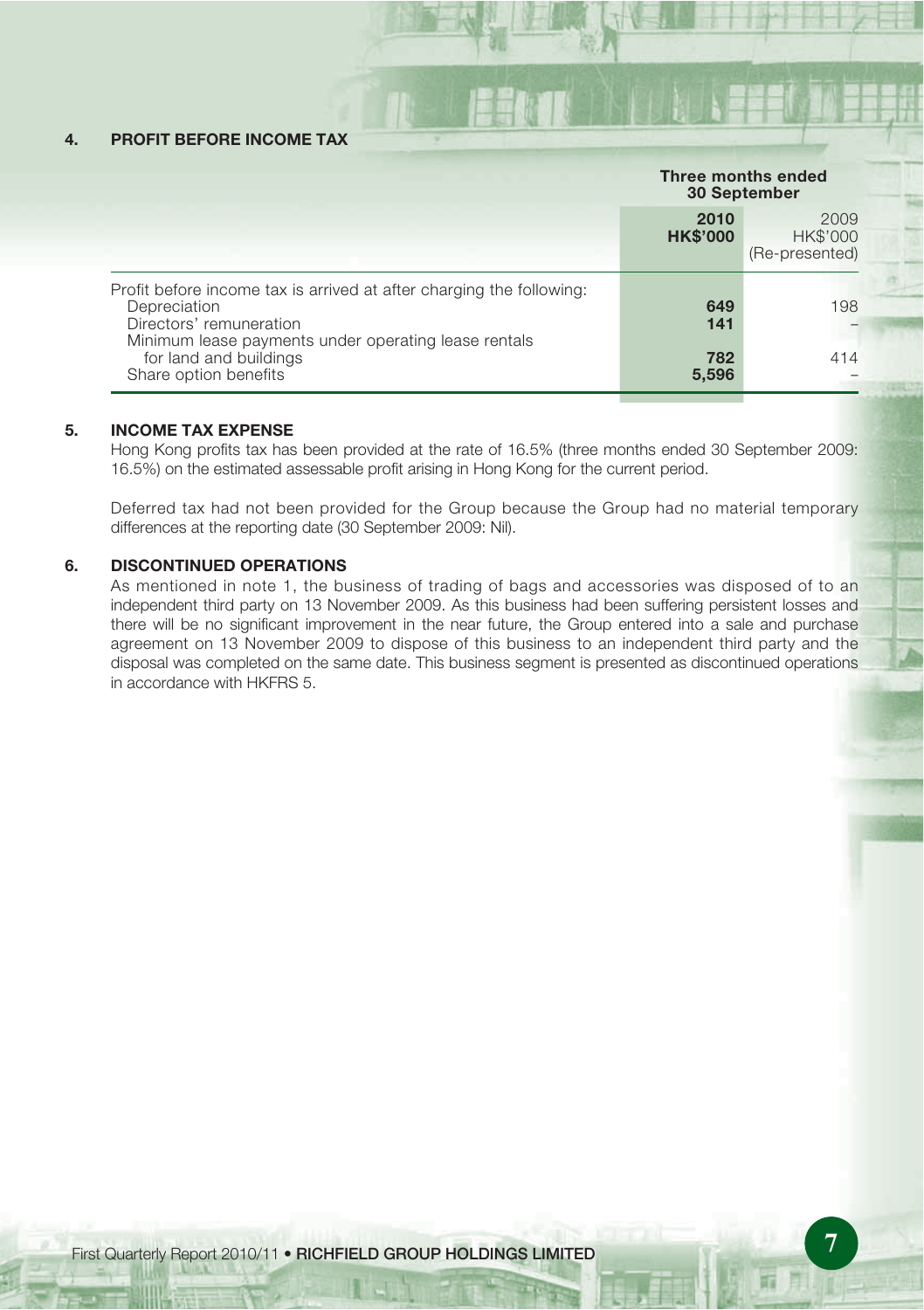## 4. PROFIT BEFORE INCOME TAX

| | Three months ended 30 September | |
|---|---|---|
| | **2010** **HK$'000** | 2009 HK$'000 (Re-presented) |
| Profit before income tax is arrived at after charging the following: | | |
| Depreciation | **649** | 198 |
| Directors' remuneration | **141** | – |
| Minimum lease payments under operating lease rentals for land and buildings | **782** | 414 |
| Share option benefits | **5,596** | – |

## 5. INCOME TAX EXPENSE

Hong Kong profits tax has been provided at the rate of 16.5% (three months ended 30 September 2009: 16.5%) on the estimated assessable profit arising in Hong Kong for the current period.

Deferred tax had not been provided for the Group because the Group had no material temporary differences at the reporting date (30 September 2009: Nil).

## 6. DISCONTINUED OPERATIONS

As mentioned in note 1, the business of trading of bags and accessories was disposed of to an independent third party on 13 November 2009. As this business had been suffering persistent losses and there will be no significant improvement in the near future, the Group entered into a sale and purchase agreement on 13 November 2009 to dispose of this business to an independent third party and the disposal was completed on the same date. This business segment is presented as discontinued operations in accordance with HKFRS 5.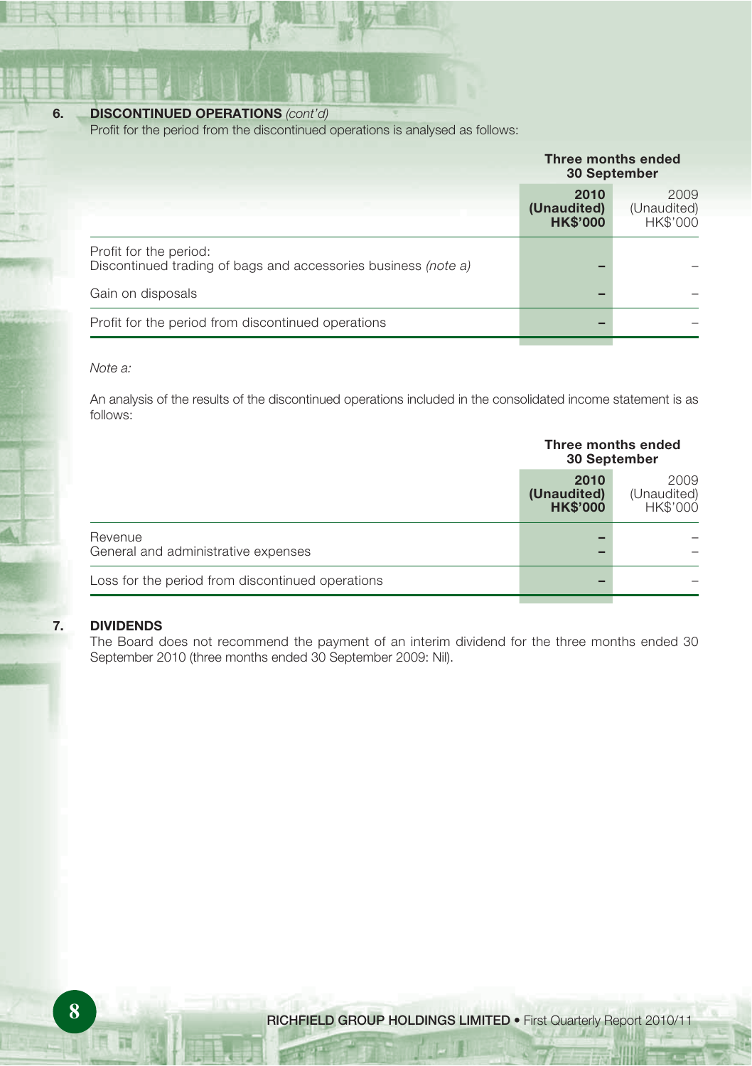## 6. DISCONTINUED OPERATIONS *(cont'd)*

Profit for the period from the discontinued operations is analysed as follows:

| | Three months ended 30 September | |
|---|---|---|
| | **2010 (Unaudited) HK$'000** | 2009 (Unaudited) HK$'000 |
| Profit for the period: | | |
| Discontinued trading of bags and accessories business *(note a)* | **–** | – |
| Gain on disposals | **–** | – |
| Profit for the period from discontinued operations | **–** | – |

*Note a:*

An analysis of the results of the discontinued operations included in the consolidated income statement is as follows:

| | Three months ended 30 September | |
|---|---|---|
| | **2010 (Unaudited) HK$'000** | 2009 (Unaudited) HK$'000 |
| Revenue | **–** | – |
| General and administrative expenses | **–** | – |
| Loss for the period from discontinued operations | **–** | – |

## 7. DIVIDENDS

The Board does not recommend the payment of an interim dividend for the three months ended 30 September 2010 (three months ended 30 September 2009: Nil).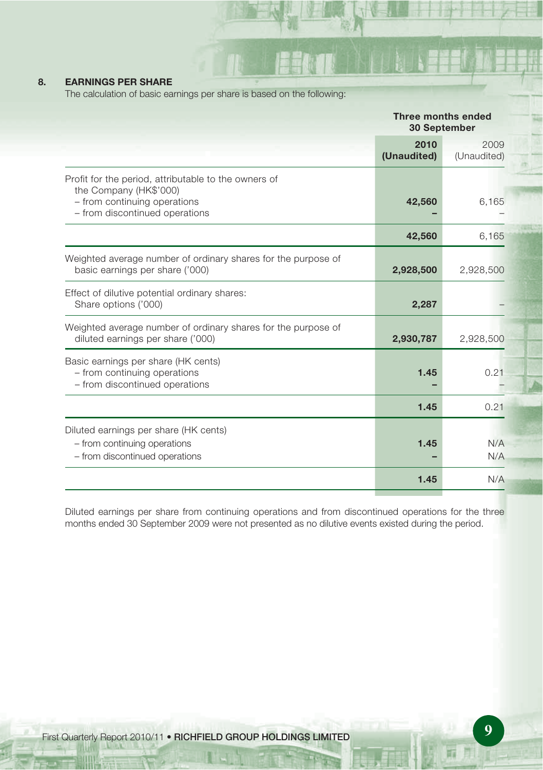## 8. EARNINGS PER SHARE

The calculation of basic earnings per share is based on the following:

| | Three months ended 30 September | |
|---|---|---|
| | **2010 (Unaudited)** | 2009 (Unaudited) |
| Profit for the period, attributable to the owners of the Company (HK$'000) | | |
| – from continuing operations | **42,560** | 6,165 |
| – from discontinued operations | **–** | – |
| | **42,560** | 6,165 |
| Weighted average number of ordinary shares for the purpose of basic earnings per share ('000) | **2,928,500** | 2,928,500 |
| Effect of dilutive potential ordinary shares: Share options ('000) | **2,287** | – |
| Weighted average number of ordinary shares for the purpose of diluted earnings per share ('000) | **2,930,787** | 2,928,500 |
| Basic earnings per share (HK cents) | | |
| – from continuing operations | **1.45** | 0.21 |
| – from discontinued operations | **–** | – |
| | **1.45** | 0.21 |
| Diluted earnings per share (HK cents) | | |
| – from continuing operations | **1.45** | N/A |
| – from discontinued operations | **–** | N/A |
| | **1.45** | N/A |

Diluted earnings per share from continuing operations and from discontinued operations for the three months ended 30 September 2009 were not presented as no dilutive events existed during the period.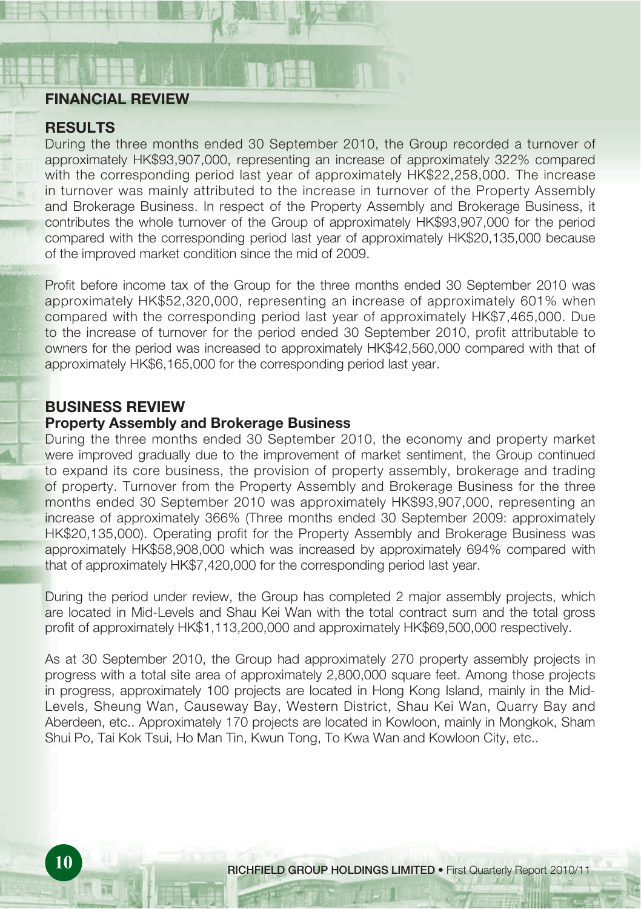# FINANCIAL REVIEW

## RESULTS

During the three months ended 30 September 2010, the Group recorded a turnover of approximately HK$93,907,000, representing an increase of approximately 322% compared with the corresponding period last year of approximately HK$22,258,000. The increase in turnover was mainly attributed to the increase in turnover of the Property Assembly and Brokerage Business. In respect of the Property Assembly and Brokerage Business, it contributes the whole turnover of the Group of approximately HK$93,907,000 for the period compared with the corresponding period last year of approximately HK$20,135,000 because of the improved market condition since the mid of 2009.

Profit before income tax of the Group for the three months ended 30 September 2010 was approximately HK$52,320,000, representing an increase of approximately 601% when compared with the corresponding period last year of approximately HK$7,465,000. Due to the increase of turnover for the period ended 30 September 2010, profit attributable to owners for the period was increased to approximately HK$42,560,000 compared with that of approximately HK$6,165,000 for the corresponding period last year.

## BUSINESS REVIEW

### Property Assembly and Brokerage Business

During the three months ended 30 September 2010, the economy and property market were improved gradually due to the improvement of market sentiment, the Group continued to expand its core business, the provision of property assembly, brokerage and trading of property. Turnover from the Property Assembly and Brokerage Business for the three months ended 30 September 2010 was approximately HK$93,907,000, representing an increase of approximately 366% (Three months ended 30 September 2009: approximately HK$20,135,000). Operating profit for the Property Assembly and Brokerage Business was approximately HK$58,908,000 which was increased by approximately 694% compared with that of approximately HK$7,420,000 for the corresponding period last year.

During the period under review, the Group has completed 2 major assembly projects, which are located in Mid-Levels and Shau Kei Wan with the total contract sum and the total gross profit of approximately HK$1,113,200,000 and approximately HK$69,500,000 respectively.

As at 30 September 2010, the Group had approximately 270 property assembly projects in progress with a total site area of approximately 2,800,000 square feet. Among those projects in progress, approximately 100 projects are located in Hong Kong Island, mainly in the Mid-Levels, Sheung Wan, Causeway Bay, Western District, Shau Kei Wan, Quarry Bay and Aberdeen, etc.. Approximately 170 projects are located in Kowloon, mainly in Mongkok, Sham Shui Po, Tai Kok Tsui, Ho Man Tin, Kwun Tong, To Kwa Wan and Kowloon City, etc..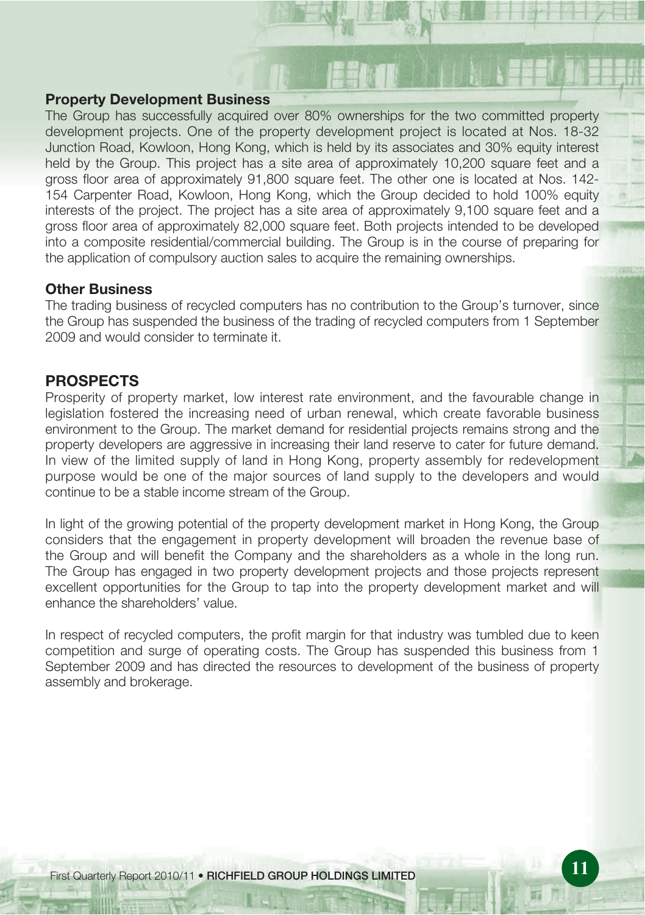### Property Development Business

The Group has successfully acquired over 80% ownerships for the two committed property development projects. One of the property development project is located at Nos. 18-32 Junction Road, Kowloon, Hong Kong, which is held by its associates and 30% equity interest held by the Group. This project has a site area of approximately 10,200 square feet and a gross floor area of approximately 91,800 square feet. The other one is located at Nos. 142-154 Carpenter Road, Kowloon, Hong Kong, which the Group decided to hold 100% equity interests of the project. The project has a site area of approximately 9,100 square feet and a gross floor area of approximately 82,000 square feet. Both projects intended to be developed into a composite residential/commercial building. The Group is in the course of preparing for the application of compulsory auction sales to acquire the remaining ownerships.

### Other Business

The trading business of recycled computers has no contribution to the Group's turnover, since the Group has suspended the business of the trading of recycled computers from 1 September 2009 and would consider to terminate it.

## PROSPECTS

Prosperity of property market, low interest rate environment, and the favourable change in legislation fostered the increasing need of urban renewal, which create favorable business environment to the Group. The market demand for residential projects remains strong and the property developers are aggressive in increasing their land reserve to cater for future demand. In view of the limited supply of land in Hong Kong, property assembly for redevelopment purpose would be one of the major sources of land supply to the developers and would continue to be a stable income stream of the Group.

In light of the growing potential of the property development market in Hong Kong, the Group considers that the engagement in property development will broaden the revenue base of the Group and will benefit the Company and the shareholders as a whole in the long run. The Group has engaged in two property development projects and those projects represent excellent opportunities for the Group to tap into the property development market and will enhance the shareholders' value.

In respect of recycled computers, the profit margin for that industry was tumbled due to keen competition and surge of operating costs. The Group has suspended this business from 1 September 2009 and has directed the resources to development of the business of property assembly and brokerage.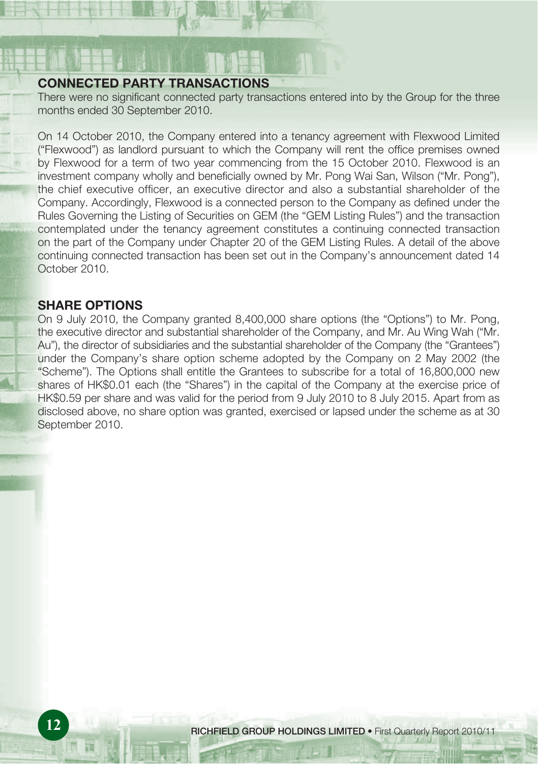## CONNECTED PARTY TRANSACTIONS

There were no significant connected party transactions entered into by the Group for the three months ended 30 September 2010.

On 14 October 2010, the Company entered into a tenancy agreement with Flexwood Limited ("Flexwood") as landlord pursuant to which the Company will rent the office premises owned by Flexwood for a term of two year commencing from the 15 October 2010. Flexwood is an investment company wholly and beneficially owned by Mr. Pong Wai San, Wilson ("Mr. Pong"), the chief executive officer, an executive director and also a substantial shareholder of the Company. Accordingly, Flexwood is a connected person to the Company as defined under the Rules Governing the Listing of Securities on GEM (the "GEM Listing Rules") and the transaction contemplated under the tenancy agreement constitutes a continuing connected transaction on the part of the Company under Chapter 20 of the GEM Listing Rules. A detail of the above continuing connected transaction has been set out in the Company's announcement dated 14 October 2010.

## SHARE OPTIONS

On 9 July 2010, the Company granted 8,400,000 share options (the "Options") to Mr. Pong, the executive director and substantial shareholder of the Company, and Mr. Au Wing Wah ("Mr. Au"), the director of subsidiaries and the substantial shareholder of the Company (the "Grantees") under the Company's share option scheme adopted by the Company on 2 May 2002 (the "Scheme"). The Options shall entitle the Grantees to subscribe for a total of 16,800,000 new shares of HK$0.01 each (the "Shares") in the capital of the Company at the exercise price of HK$0.59 per share and was valid for the period from 9 July 2010 to 8 July 2015. Apart from as disclosed above, no share option was granted, exercised or lapsed under the scheme as at 30 September 2010.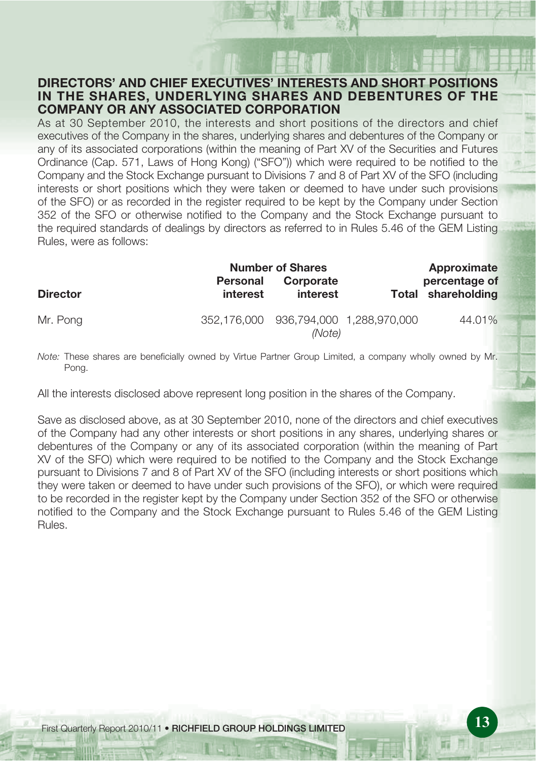## DIRECTORS' AND CHIEF EXECUTIVES' INTERESTS AND SHORT POSITIONS IN THE SHARES, UNDERLYING SHARES AND DEBENTURES OF THE COMPANY OR ANY ASSOCIATED CORPORATION

As at 30 September 2010, the interests and short positions of the directors and chief executives of the Company in the shares, underlying shares and debentures of the Company or any of its associated corporations (within the meaning of Part XV of the Securities and Futures Ordinance (Cap. 571, Laws of Hong Kong) ("SFO")) which were required to be notified to the Company and the Stock Exchange pursuant to Divisions 7 and 8 of Part XV of the SFO (including interests or short positions which they were taken or deemed to have under such provisions of the SFO) or as recorded in the register required to be kept by the Company under Section 352 of the SFO or otherwise notified to the Company and the Stock Exchange pursuant to the required standards of dealings by directors as referred to in Rules 5.46 of the GEM Listing Rules, were as follows:

| Director | Number of Shares | | | Approximate percentage of shareholding |
|---|---|---|---|---|
| | **Personal interest** | **Corporate interest** | **Total** | |
| Mr. Pong | 352,176,000 | 936,794,000 *(Note)* | 1,288,970,000 | 44.01% |

*Note:* These shares are beneficially owned by Virtue Partner Group Limited, a company wholly owned by Mr. Pong.

All the interests disclosed above represent long position in the shares of the Company.

Save as disclosed above, as at 30 September 2010, none of the directors and chief executives of the Company had any other interests or short positions in any shares, underlying shares or debentures of the Company or any of its associated corporation (within the meaning of Part XV of the SFO) which were required to be notified to the Company and the Stock Exchange pursuant to Divisions 7 and 8 of Part XV of the SFO (including interests or short positions which they were taken or deemed to have under such provisions of the SFO), or which were required to be recorded in the register kept by the Company under Section 352 of the SFO or otherwise notified to the Company and the Stock Exchange pursuant to Rules 5.46 of the GEM Listing Rules.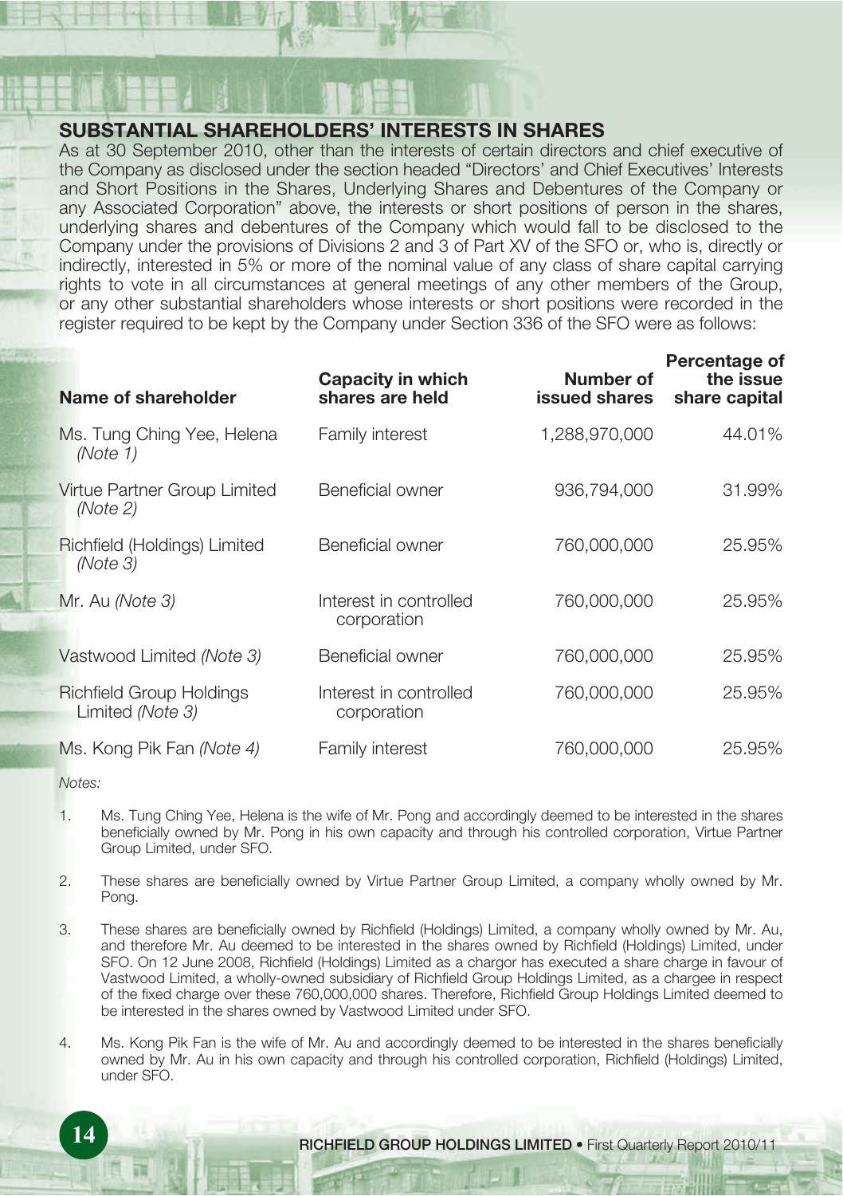## SUBSTANTIAL SHAREHOLDERS' INTERESTS IN SHARES

As at 30 September 2010, other than the interests of certain directors and chief executive of the Company as disclosed under the section headed "Directors' and Chief Executives' Interests and Short Positions in the Shares, Underlying Shares and Debentures of the Company or any Associated Corporation" above, the interests or short positions of person in the shares, underlying shares and debentures of the Company which would fall to be disclosed to the Company under the provisions of Divisions 2 and 3 of Part XV of the SFO or, who is, directly or indirectly, interested in 5% or more of the nominal value of any class of share capital carrying rights to vote in all circumstances at general meetings of any other members of the Group, or any other substantial shareholders whose interests or short positions were recorded in the register required to be kept by the Company under Section 336 of the SFO were as follows:

| Name of shareholder | Capacity in which shares are held | Number of issued shares | Percentage of the issue share capital |
|---|---|---|---|
| Ms. Tung Ching Yee, Helena *(Note 1)* | Family interest | 1,288,970,000 | 44.01% |
| Virtue Partner Group Limited *(Note 2)* | Beneficial owner | 936,794,000 | 31.99% |
| Richfield (Holdings) Limited *(Note 3)* | Beneficial owner | 760,000,000 | 25.95% |
| Mr. Au *(Note 3)* | Interest in controlled corporation | 760,000,000 | 25.95% |
| Vastwood Limited *(Note 3)* | Beneficial owner | 760,000,000 | 25.95% |
| Richfield Group Holdings Limited *(Note 3)* | Interest in controlled corporation | 760,000,000 | 25.95% |
| Ms. Kong Pik Fan *(Note 4)* | Family interest | 760,000,000 | 25.95% |

*Notes:*

1. Ms. Tung Ching Yee, Helena is the wife of Mr. Pong and accordingly deemed to be interested in the shares beneficially owned by Mr. Pong in his own capacity and through his controlled corporation, Virtue Partner Group Limited, under SFO.
2. These shares are beneficially owned by Virtue Partner Group Limited, a company wholly owned by Mr. Pong.
3. These shares are beneficially owned by Richfield (Holdings) Limited, a company wholly owned by Mr. Au, and therefore Mr. Au deemed to be interested in the shares owned by Richfield (Holdings) Limited, under SFO. On 12 June 2008, Richfield (Holdings) Limited as a chargor has executed a share charge in favour of Vastwood Limited, a wholly-owned subsidiary of Richfield Group Holdings Limited, as a chargee in respect of the fixed charge over these 760,000,000 shares. Therefore, Richfield Group Holdings Limited deemed to be interested in the shares owned by Vastwood Limited under SFO.
4. Ms. Kong Pik Fan is the wife of Mr. Au and accordingly deemed to be interested in the shares beneficially owned by Mr. Au in his own capacity and through his controlled corporation, Richfield (Holdings) Limited, under SFO.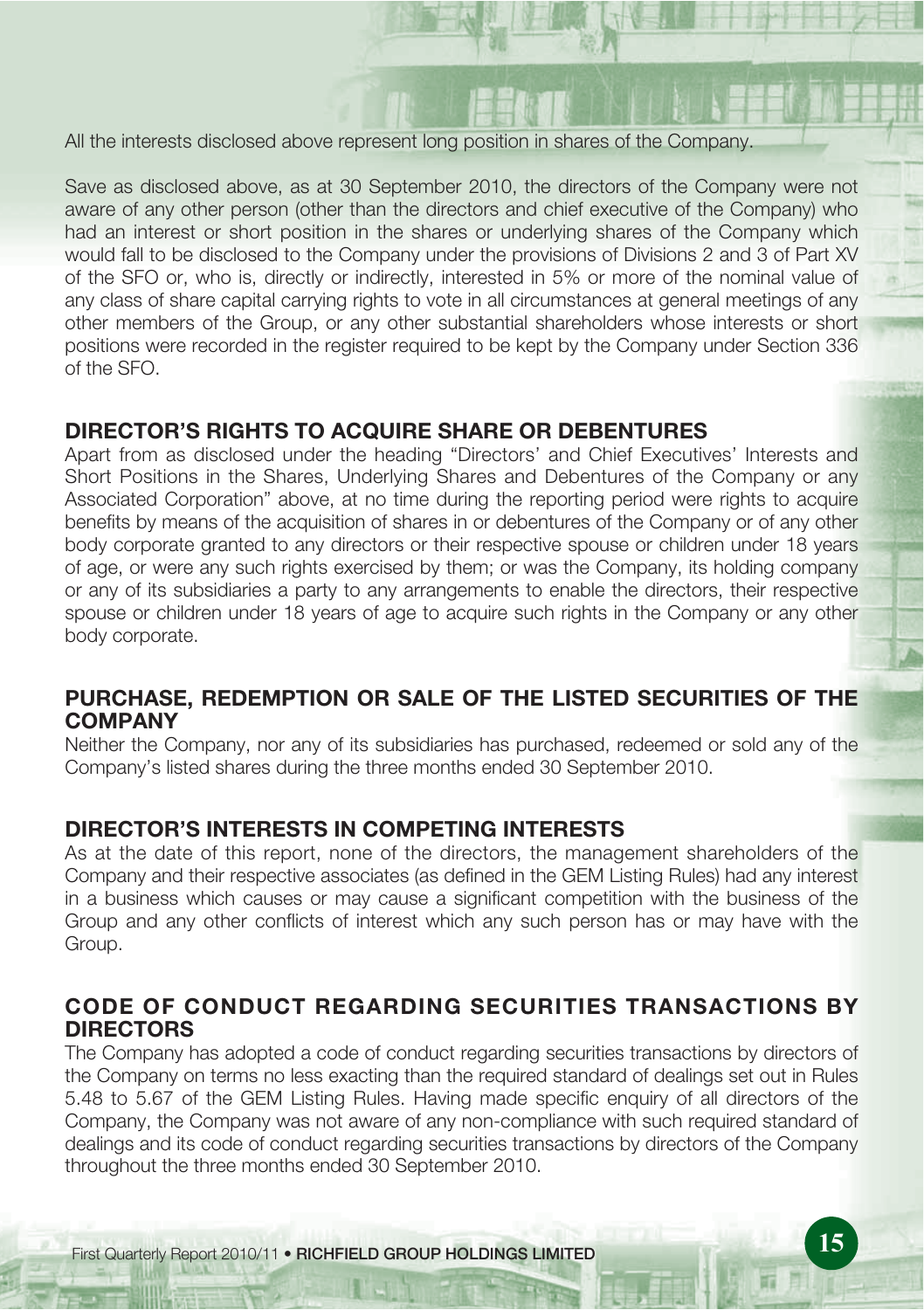All the interests disclosed above represent long position in shares of the Company.

Save as disclosed above, as at 30 September 2010, the directors of the Company were not aware of any other person (other than the directors and chief executive of the Company) who had an interest or short position in the shares or underlying shares of the Company which would fall to be disclosed to the Company under the provisions of Divisions 2 and 3 of Part XV of the SFO or, who is, directly or indirectly, interested in 5% or more of the nominal value of any class of share capital carrying rights to vote in all circumstances at general meetings of any other members of the Group, or any other substantial shareholders whose interests or short positions were recorded in the register required to be kept by the Company under Section 336 of the SFO.

## DIRECTOR'S RIGHTS TO ACQUIRE SHARE OR DEBENTURES

Apart from as disclosed under the heading "Directors' and Chief Executives' Interests and Short Positions in the Shares, Underlying Shares and Debentures of the Company or any Associated Corporation" above, at no time during the reporting period were rights to acquire benefits by means of the acquisition of shares in or debentures of the Company or of any other body corporate granted to any directors or their respective spouse or children under 18 years of age, or were any such rights exercised by them; or was the Company, its holding company or any of its subsidiaries a party to any arrangements to enable the directors, their respective spouse or children under 18 years of age to acquire such rights in the Company or any other body corporate.

## PURCHASE, REDEMPTION OR SALE OF THE LISTED SECURITIES OF THE COMPANY

Neither the Company, nor any of its subsidiaries has purchased, redeemed or sold any of the Company's listed shares during the three months ended 30 September 2010.

## DIRECTOR'S INTERESTS IN COMPETING INTERESTS

As at the date of this report, none of the directors, the management shareholders of the Company and their respective associates (as defined in the GEM Listing Rules) had any interest in a business which causes or may cause a significant competition with the business of the Group and any other conflicts of interest which any such person has or may have with the Group.

## CODE OF CONDUCT REGARDING SECURITIES TRANSACTIONS BY DIRECTORS

The Company has adopted a code of conduct regarding securities transactions by directors of the Company on terms no less exacting than the required standard of dealings set out in Rules 5.48 to 5.67 of the GEM Listing Rules. Having made specific enquiry of all directors of the Company, the Company was not aware of any non-compliance with such required standard of dealings and its code of conduct regarding securities transactions by directors of the Company throughout the three months ended 30 September 2010.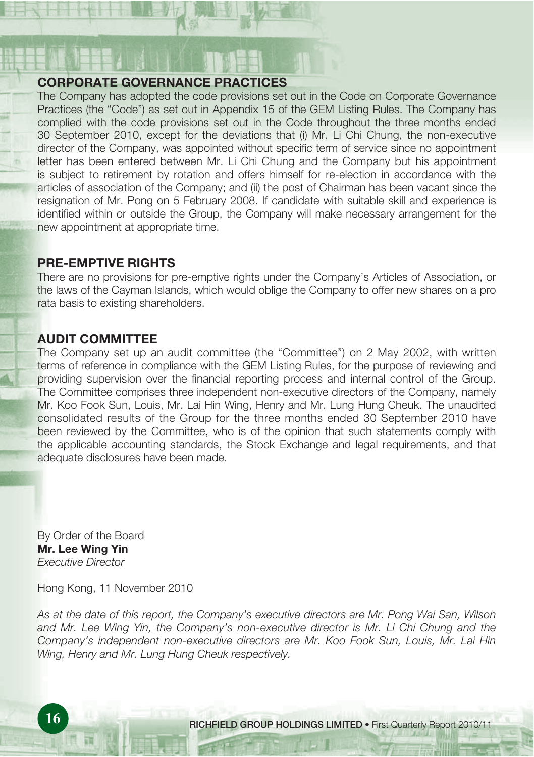## CORPORATE GOVERNANCE PRACTICES

The Company has adopted the code provisions set out in the Code on Corporate Governance Practices (the "Code") as set out in Appendix 15 of the GEM Listing Rules. The Company has complied with the code provisions set out in the Code throughout the three months ended 30 September 2010, except for the deviations that (i) Mr. Li Chi Chung, the non-executive director of the Company, was appointed without specific term of service since no appointment letter has been entered between Mr. Li Chi Chung and the Company but his appointment is subject to retirement by rotation and offers himself for re-election in accordance with the articles of association of the Company; and (ii) the post of Chairman has been vacant since the resignation of Mr. Pong on 5 February 2008. If candidate with suitable skill and experience is identified within or outside the Group, the Company will make necessary arrangement for the new appointment at appropriate time.

## PRE-EMPTIVE RIGHTS

There are no provisions for pre-emptive rights under the Company's Articles of Association, or the laws of the Cayman Islands, which would oblige the Company to offer new shares on a pro rata basis to existing shareholders.

## AUDIT COMMITTEE

The Company set up an audit committee (the "Committee") on 2 May 2002, with written terms of reference in compliance with the GEM Listing Rules, for the purpose of reviewing and providing supervision over the financial reporting process and internal control of the Group. The Committee comprises three independent non-executive directors of the Company, namely Mr. Koo Fook Sun, Louis, Mr. Lai Hin Wing, Henry and Mr. Lung Hung Cheuk. The unaudited consolidated results of the Group for the three months ended 30 September 2010 have been reviewed by the Committee, who is of the opinion that such statements comply with the applicable accounting standards, the Stock Exchange and legal requirements, and that adequate disclosures have been made.

By Order of the Board
**Mr. Lee Wing Yin**
*Executive Director*

Hong Kong, 11 November 2010

*As at the date of this report, the Company's executive directors are Mr. Pong Wai San, Wilson and Mr. Lee Wing Yin, the Company's non-executive director is Mr. Li Chi Chung and the Company's independent non-executive directors are Mr. Koo Fook Sun, Louis, Mr. Lai Hin Wing, Henry and Mr. Lung Hung Cheuk respectively.*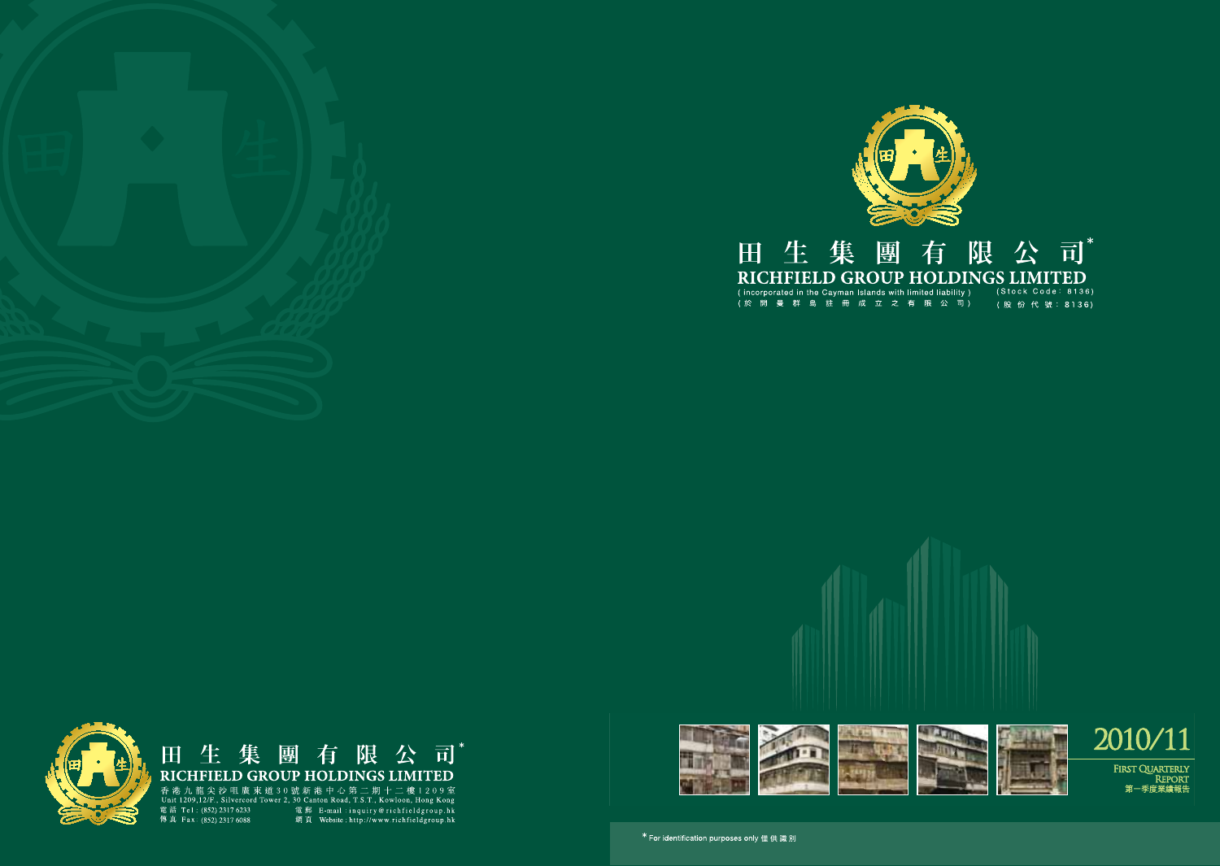田生集團有限公司*

**RICHFIELD GROUP HOLDINGS LIMITED**

( incorporated in the Cayman Islands with limited liability ) (Stock Code: 8136)

(於開曼群島註冊成立之有限公司) (股份代號：8136)

# 2010/11

FIRST QUARTERLY REPORT

第一季度業績報告

* For identification purposes only 僅供識別

田生集團有限公司*

**RICHFIELD GROUP HOLDINGS LIMITED**

香港九龍尖沙咀廣東道30號新港中心第二期十二樓1209室

Unit 1209,12/F., Silvercord Tower 2, 30 Canton Road, T.S.T., Kowloon, Hong Kong

電話 Tel : (852) 2317 6233　電郵 E-mail : inquiry@richfieldgroup.hk

傳真 Fax : (852) 2317 6088　網頁 Website : http://www.richfieldgroup.hk